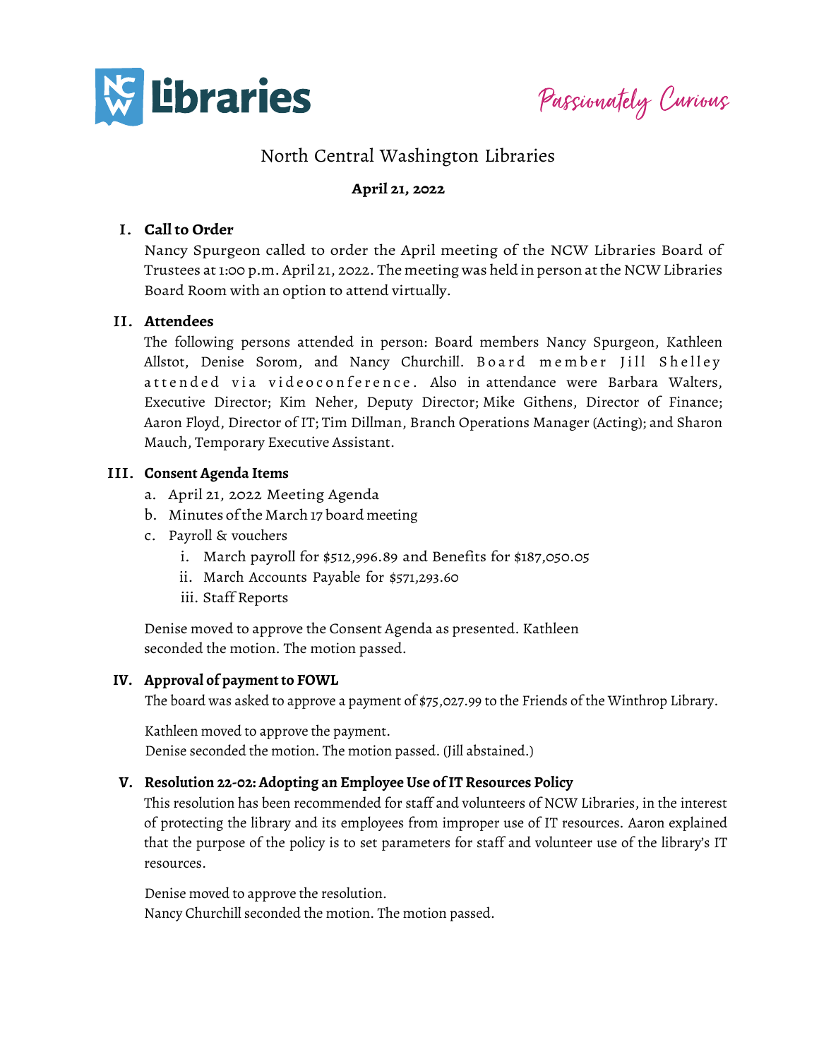NCW Libraries — *Passionately Curious*

# North Central Washington Libraries

**April 21, 2022**

## I. Call to Order

Nancy Spurgeon called to order the April meeting of the NCW Libraries Board of Trustees at 1:00 p.m. April 21, 2022. The meeting was held in person at the NCW Libraries Board Room with an option to attend virtually.

## II. Attendees

The following persons attended in person: Board members Nancy Spurgeon, Kathleen Allstot, Denise Sorom, and Nancy Churchill. Board member Jill Shelley attended via videoconference. Also in attendance were Barbara Walters, Executive Director; Kim Neher, Deputy Director; Mike Githens, Director of Finance; Aaron Floyd, Director of IT; Tim Dillman, Branch Operations Manager (Acting); and Sharon Mauch, Temporary Executive Assistant.

## III. Consent Agenda Items

a. April 21, 2022 Meeting Agenda
b. Minutes of the March 17 board meeting
c. Payroll & vouchers
   i. March payroll for $512,996.89 and Benefits for $187,050.05
   ii. March Accounts Payable for $571,293.60
   iii. Staff Reports

Denise moved to approve the Consent Agenda as presented. Kathleen seconded the motion. The motion passed.

## IV. Approval of payment to FOWL

The board was asked to approve a payment of $75,027.99 to the Friends of the Winthrop Library.

Kathleen moved to approve the payment.
Denise seconded the motion. The motion passed. (Jill abstained.)

## V. Resolution 22-02: Adopting an Employee Use of IT Resources Policy

This resolution has been recommended for staff and volunteers of NCW Libraries, in the interest of protecting the library and its employees from improper use of IT resources. Aaron explained that the purpose of the policy is to set parameters for staff and volunteer use of the library's IT resources.

Denise moved to approve the resolution.
Nancy Churchill seconded the motion. The motion passed.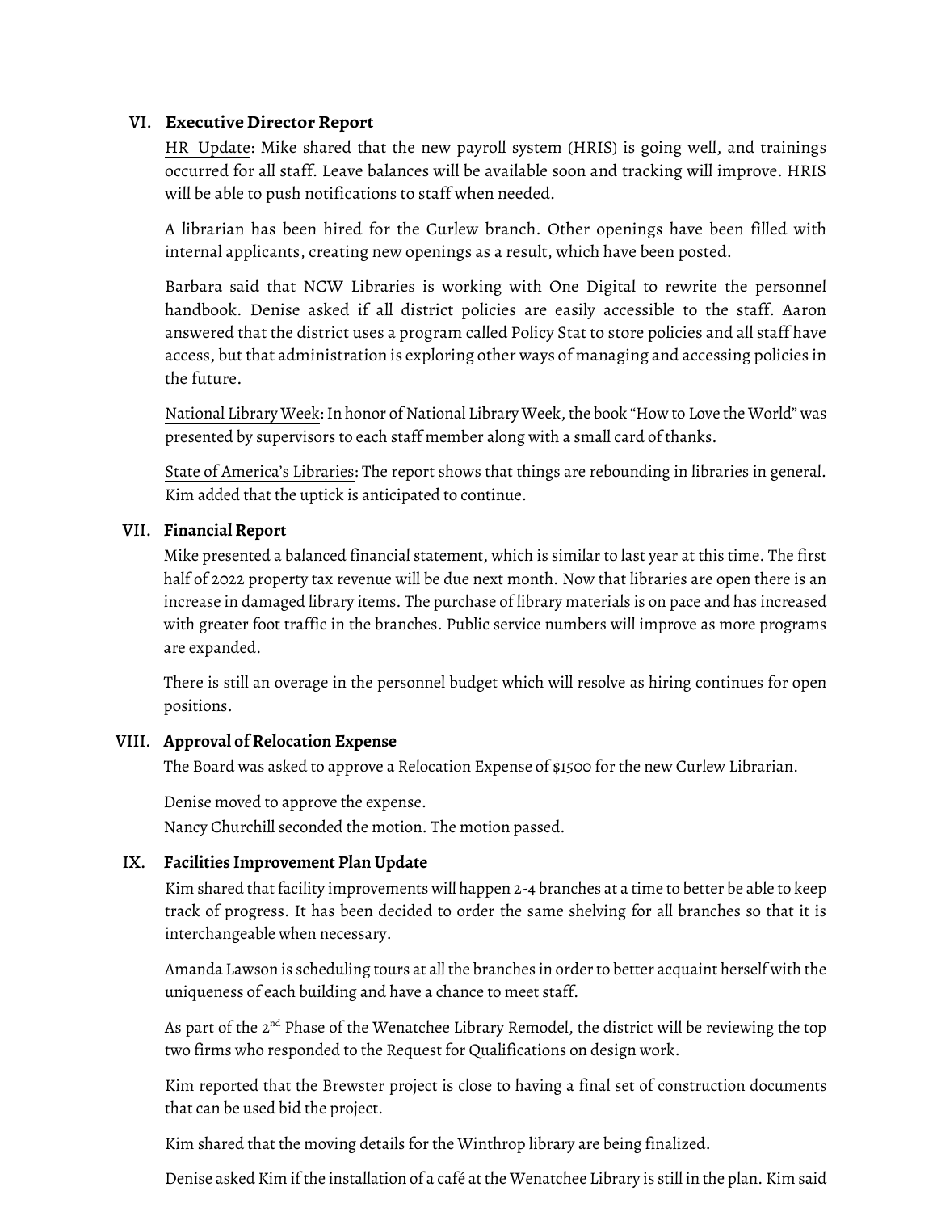## VI. Executive Director Report

HR Update: Mike shared that the new payroll system (HRIS) is going well, and trainings occurred for all staff. Leave balances will be available soon and tracking will improve. HRIS will be able to push notifications to staff when needed.

A librarian has been hired for the Curlew branch. Other openings have been filled with internal applicants, creating new openings as a result, which have been posted.

Barbara said that NCW Libraries is working with One Digital to rewrite the personnel handbook. Denise asked if all district policies are easily accessible to the staff. Aaron answered that the district uses a program called Policy Stat to store policies and all staff have access, but that administration is exploring other ways of managing and accessing policies in the future.

National Library Week: In honor of National Library Week, the book "How to Love the World" was presented by supervisors to each staff member along with a small card of thanks.

State of America's Libraries: The report shows that things are rebounding in libraries in general. Kim added that the uptick is anticipated to continue.

## VII. Financial Report

Mike presented a balanced financial statement, which is similar to last year at this time. The first half of 2022 property tax revenue will be due next month. Now that libraries are open there is an increase in damaged library items. The purchase of library materials is on pace and has increased with greater foot traffic in the branches. Public service numbers will improve as more programs are expanded.

There is still an overage in the personnel budget which will resolve as hiring continues for open positions.

## VIII. Approval of Relocation Expense

The Board was asked to approve a Relocation Expense of $1500 for the new Curlew Librarian.

Denise moved to approve the expense.
Nancy Churchill seconded the motion. The motion passed.

## IX. Facilities Improvement Plan Update

Kim shared that facility improvements will happen 2-4 branches at a time to better be able to keep track of progress. It has been decided to order the same shelving for all branches so that it is interchangeable when necessary.

Amanda Lawson is scheduling tours at all the branches in order to better acquaint herself with the uniqueness of each building and have a chance to meet staff.

As part of the 2nd Phase of the Wenatchee Library Remodel, the district will be reviewing the top two firms who responded to the Request for Qualifications on design work.

Kim reported that the Brewster project is close to having a final set of construction documents that can be used bid the project.

Kim shared that the moving details for the Winthrop library are being finalized.

Denise asked Kim if the installation of a café at the Wenatchee Library is still in the plan. Kim said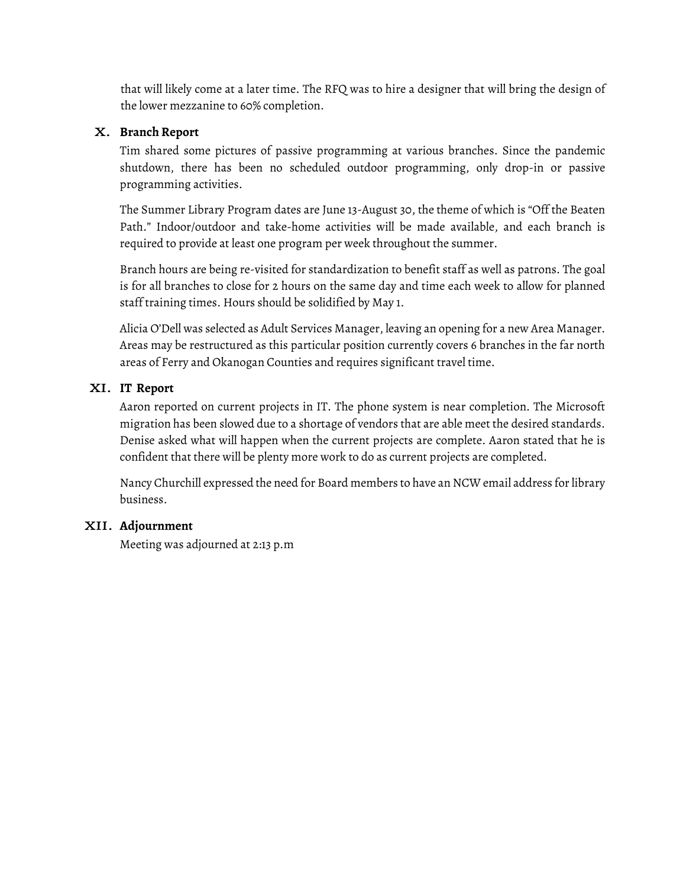that will likely come at a later time. The RFQ was to hire a designer that will bring the design of the lower mezzanine to 60% completion.

## X. Branch Report

Tim shared some pictures of passive programming at various branches. Since the pandemic shutdown, there has been no scheduled outdoor programming, only drop-in or passive programming activities.

The Summer Library Program dates are June 13-August 30, the theme of which is "Off the Beaten Path." Indoor/outdoor and take-home activities will be made available, and each branch is required to provide at least one program per week throughout the summer.

Branch hours are being re-visited for standardization to benefit staff as well as patrons. The goal is for all branches to close for 2 hours on the same day and time each week to allow for planned staff training times. Hours should be solidified by May 1.

Alicia O'Dell was selected as Adult Services Manager, leaving an opening for a new Area Manager. Areas may be restructured as this particular position currently covers 6 branches in the far north areas of Ferry and Okanogan Counties and requires significant travel time.

## XI. IT Report

Aaron reported on current projects in IT. The phone system is near completion. The Microsoft migration has been slowed due to a shortage of vendors that are able meet the desired standards. Denise asked what will happen when the current projects are complete. Aaron stated that he is confident that there will be plenty more work to do as current projects are completed.

Nancy Churchill expressed the need for Board members to have an NCW email address for library business.

## XII. Adjournment

Meeting was adjourned at 2:13 p.m